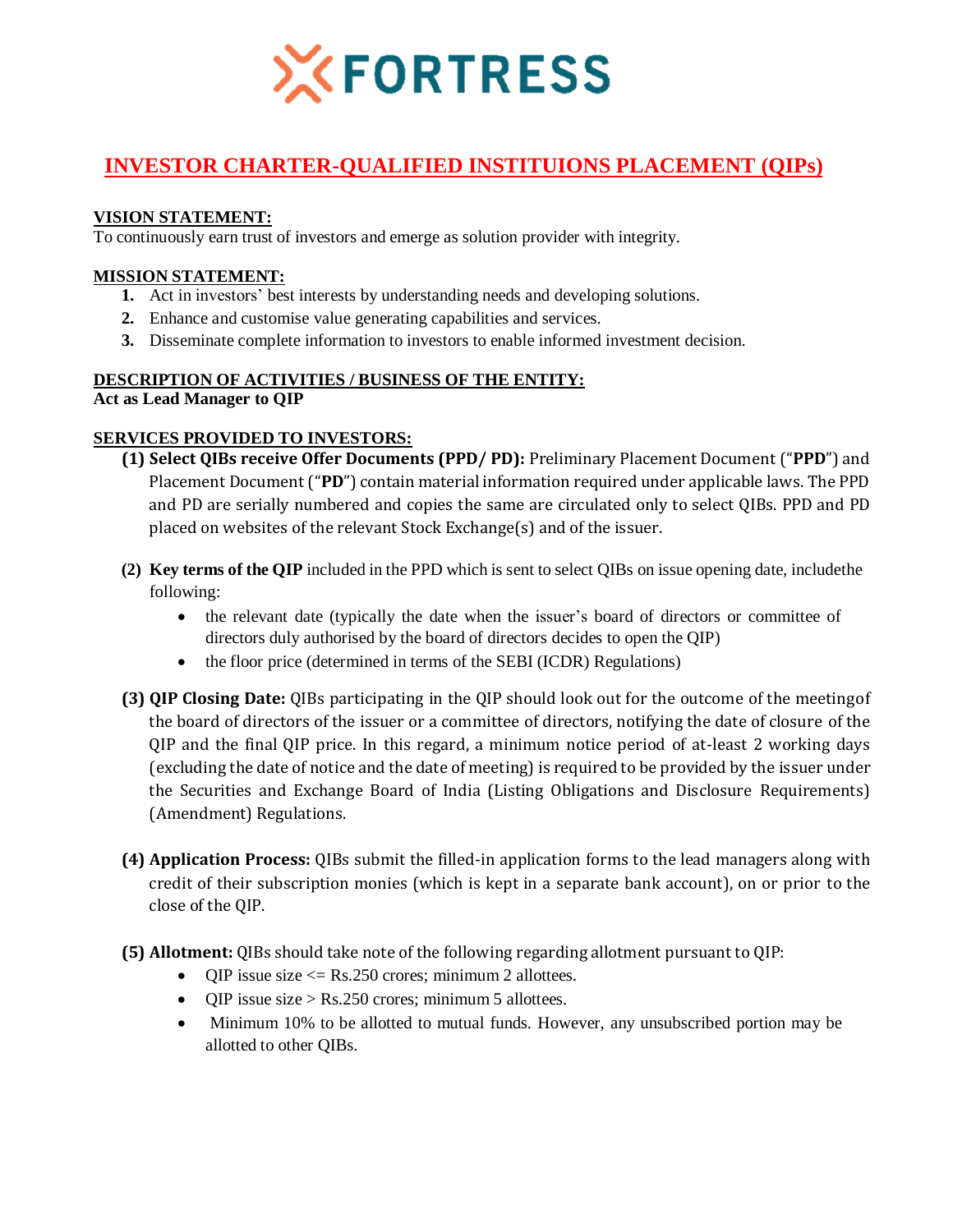FORTRESS

# INVESTOR CHARTER-QUALIFIED INSTITUIONS PLACEMENT (QIPs)

**VISION STATEMENT:**
To continuously earn trust of investors and emerge as solution provider with integrity.

**MISSION STATEMENT:**

1. Act in investors' best interests by understanding needs and developing solutions.
2. Enhance and customise value generating capabilities and services.
3. Disseminate complete information to investors to enable informed investment decision.

**DESCRIPTION OF ACTIVITIES / BUSINESS OF THE ENTITY:**
**Act as Lead Manager to QIP**

**SERVICES PROVIDED TO INVESTORS:**

**(1) Select QIBs receive Offer Documents (PPD/ PD):** Preliminary Placement Document ("**PPD**") and Placement Document ("**PD**") contain material information required under applicable laws. The PPD and PD are serially numbered and copies the same are circulated only to select QIBs. PPD and PD placed on websites of the relevant Stock Exchange(s) and of the issuer.

**(2) Key terms of the QIP** included in the PPD which is sent to select QIBs on issue opening date, includethe following:

- the relevant date (typically the date when the issuer's board of directors or committee of directors duly authorised by the board of directors decides to open the QIP)
- the floor price (determined in terms of the SEBI (ICDR) Regulations)

**(3) QIP Closing Date:** QIBs participating in the QIP should look out for the outcome of the meetingof the board of directors of the issuer or a committee of directors, notifying the date of closure of the QIP and the final QIP price. In this regard, a minimum notice period of at-least 2 working days (excluding the date of notice and the date of meeting) is required to be provided by the issuer under the Securities and Exchange Board of India (Listing Obligations and Disclosure Requirements) (Amendment) Regulations.

**(4) Application Process:** QIBs submit the filled-in application forms to the lead managers along with credit of their subscription monies (which is kept in a separate bank account), on or prior to the close of the QIP.

**(5) Allotment:** QIBs should take note of the following regarding allotment pursuant to QIP:

- QIP issue size <= Rs.250 crores; minimum 2 allottees.
- QIP issue size > Rs.250 crores; minimum 5 allottees.
- Minimum 10% to be allotted to mutual funds. However, any unsubscribed portion may be allotted to other QIBs.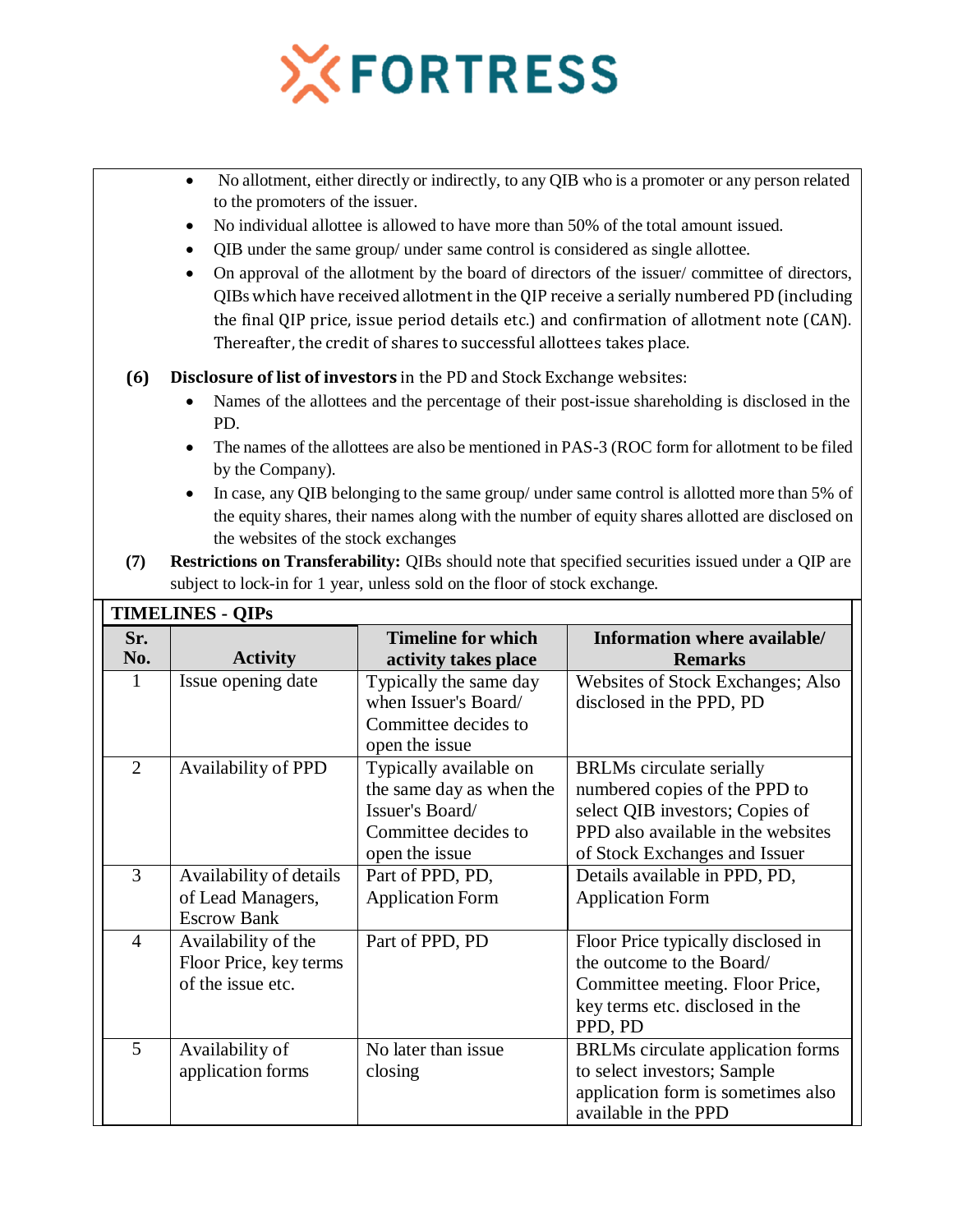- No allotment, either directly or indirectly, to any QIB who is a promoter or any person related to the promoters of the issuer.
- No individual allottee is allowed to have more than 50% of the total amount issued.
- QIB under the same group/ under same control is considered as single allottee.
- On approval of the allotment by the board of directors of the issuer/ committee of directors, QIBs which have received allotment in the QIP receive a serially numbered PD (including the final QIP price, issue period details etc.) and confirmation of allotment note (CAN). Thereafter, the credit of shares to successful allottees takes place.

**(6)** **Disclosure of list of investors** in the PD and Stock Exchange websites:

- Names of the allottees and the percentage of their post-issue shareholding is disclosed in the PD.
- The names of the allottees are also be mentioned in PAS-3 (ROC form for allotment to be filed by the Company).
- In case, any QIB belonging to the same group/ under same control is allotted more than 5% of the equity shares, their names along with the number of equity shares allotted are disclosed on the websites of the stock exchanges

**(7)** **Restrictions on Transferability:** QIBs should note that specified securities issued under a QIP are subject to lock-in for 1 year, unless sold on the floor of stock exchange.

**TIMELINES - QIPs**

| Sr. No. | Activity | Timeline for which activity takes place | Information where available/ Remarks |
|---|---|---|---|
| 1 | Issue opening date | Typically the same day when Issuer's Board/ Committee decides to open the issue | Websites of Stock Exchanges; Also disclosed in the PPD, PD |
| 2 | Availability of PPD | Typically available on the same day as when the Issuer's Board/ Committee decides to open the issue | BRLMs circulate serially numbered copies of the PPD to select QIB investors; Copies of PPD also available in the websites of Stock Exchanges and Issuer |
| 3 | Availability of details of Lead Managers, Escrow Bank | Part of PPD, PD, Application Form | Details available in PPD, PD, Application Form |
| 4 | Availability of the Floor Price, key terms of the issue etc. | Part of PPD, PD | Floor Price typically disclosed in the outcome to the Board/ Committee meeting. Floor Price, key terms etc. disclosed in the PPD, PD |
| 5 | Availability of application forms | No later than issue closing | BRLMs circulate application forms to select investors; Sample application form is sometimes also available in the PPD |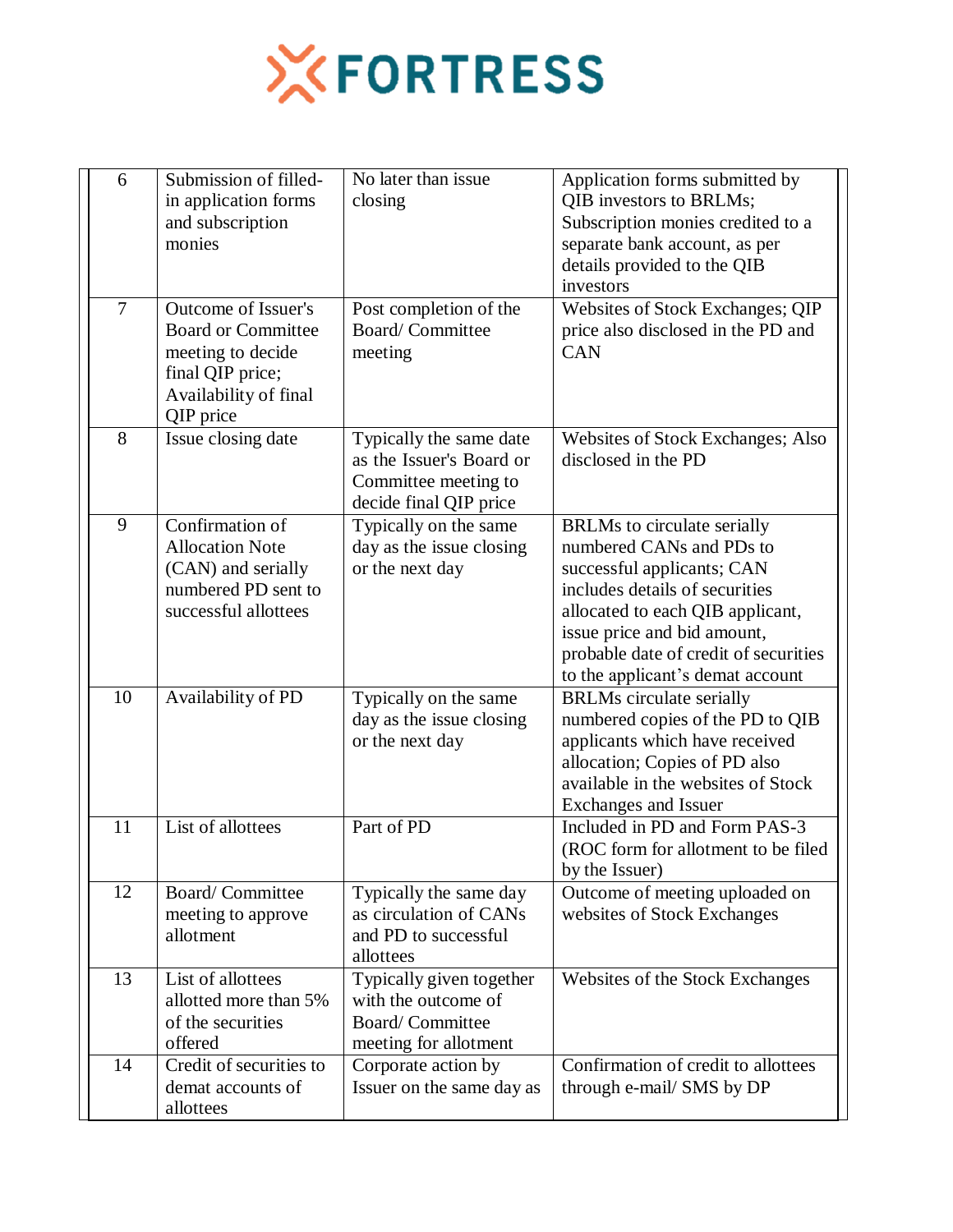| 6 | Submission of filled-in application forms and subscription monies | No later than issue closing | Application forms submitted by QIB investors to BRLMs; Subscription monies credited to a separate bank account, as per details provided to the QIB investors |
|---|---|---|---|
| 7 | Outcome of Issuer's Board or Committee meeting to decide final QIP price; Availability of final QIP price | Post completion of the Board/ Committee meeting | Websites of Stock Exchanges; QIP price also disclosed in the PD and CAN |
| 8 | Issue closing date | Typically the same date as the Issuer's Board or Committee meeting to decide final QIP price | Websites of Stock Exchanges; Also disclosed in the PD |
| 9 | Confirmation of Allocation Note (CAN) and serially numbered PD sent to successful allottees | Typically on the same day as the issue closing or the next day | BRLMs to circulate serially numbered CANs and PDs to successful applicants; CAN includes details of securities allocated to each QIB applicant, issue price and bid amount, probable date of credit of securities to the applicant's demat account |
| 10 | Availability of PD | Typically on the same day as the issue closing or the next day | BRLMs circulate serially numbered copies of the PD to QIB applicants which have received allocation; Copies of PD also available in the websites of Stock Exchanges and Issuer |
| 11 | List of allottees | Part of PD | Included in PD and Form PAS-3 (ROC form for allotment to be filed by the Issuer) |
| 12 | Board/ Committee meeting to approve allotment | Typically the same day as circulation of CANs and PD to successful allottees | Outcome of meeting uploaded on websites of Stock Exchanges |
| 13 | List of allottees allotted more than 5% of the securities offered | Typically given together with the outcome of Board/ Committee meeting for allotment | Websites of the Stock Exchanges |
| 14 | Credit of securities to demat accounts of allottees | Corporate action by Issuer on the same day as | Confirmation of credit to allottees through e-mail/ SMS by DP |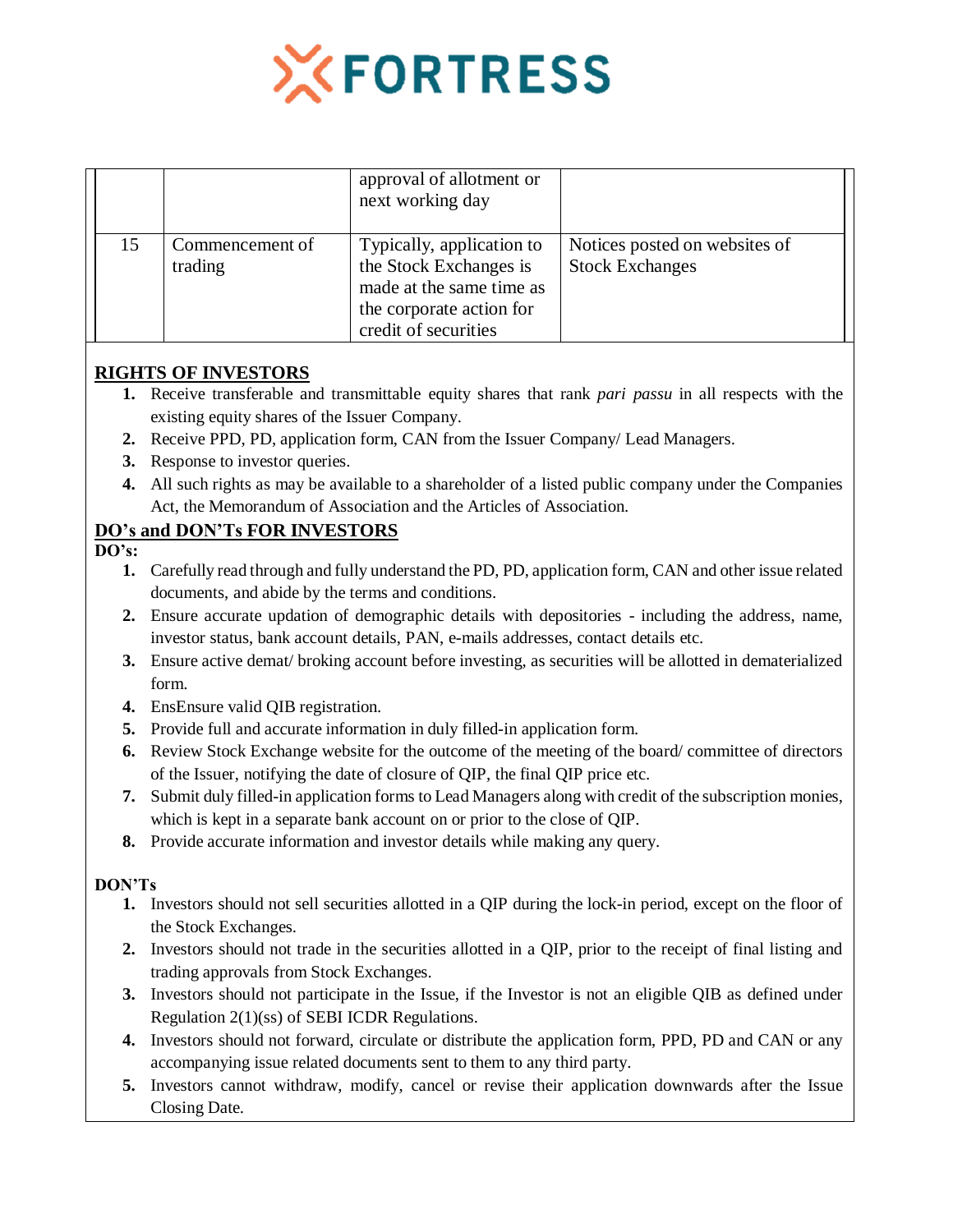| | | | |
|---|---|---|---|
| | | approval of allotment or next working day | |
| 15 | Commencement of trading | Typically, application to the Stock Exchanges is made at the same time as the corporate action for credit of securities | Notices posted on websites of Stock Exchanges |

## RIGHTS OF INVESTORS

1. Receive transferable and transmittable equity shares that rank *pari passu* in all respects with the existing equity shares of the Issuer Company.
2. Receive PPD, PD, application form, CAN from the Issuer Company/ Lead Managers.
3. Response to investor queries.
4. All such rights as may be available to a shareholder of a listed public company under the Companies Act, the Memorandum of Association and the Articles of Association.

## DO's and DON'Ts FOR INVESTORS

**DO's:**

1. Carefully read through and fully understand the PD, PD, application form, CAN and other issue related documents, and abide by the terms and conditions.
2. Ensure accurate updation of demographic details with depositories - including the address, name, investor status, bank account details, PAN, e-mails addresses, contact details etc.
3. Ensure active demat/ broking account before investing, as securities will be allotted in dematerialized form.
4. EnsEnsure valid QIB registration.
5. Provide full and accurate information in duly filled-in application form.
6. Review Stock Exchange website for the outcome of the meeting of the board/ committee of directors of the Issuer, notifying the date of closure of QIP, the final QIP price etc.
7. Submit duly filled-in application forms to Lead Managers along with credit of the subscription monies, which is kept in a separate bank account on or prior to the close of QIP.
8. Provide accurate information and investor details while making any query.

**DON'Ts**

1. Investors should not sell securities allotted in a QIP during the lock-in period, except on the floor of the Stock Exchanges.
2. Investors should not trade in the securities allotted in a QIP, prior to the receipt of final listing and trading approvals from Stock Exchanges.
3. Investors should not participate in the Issue, if the Investor is not an eligible QIB as defined under Regulation 2(1)(ss) of SEBI ICDR Regulations.
4. Investors should not forward, circulate or distribute the application form, PPD, PD and CAN or any accompanying issue related documents sent to them to any third party.
5. Investors cannot withdraw, modify, cancel or revise their application downwards after the Issue Closing Date.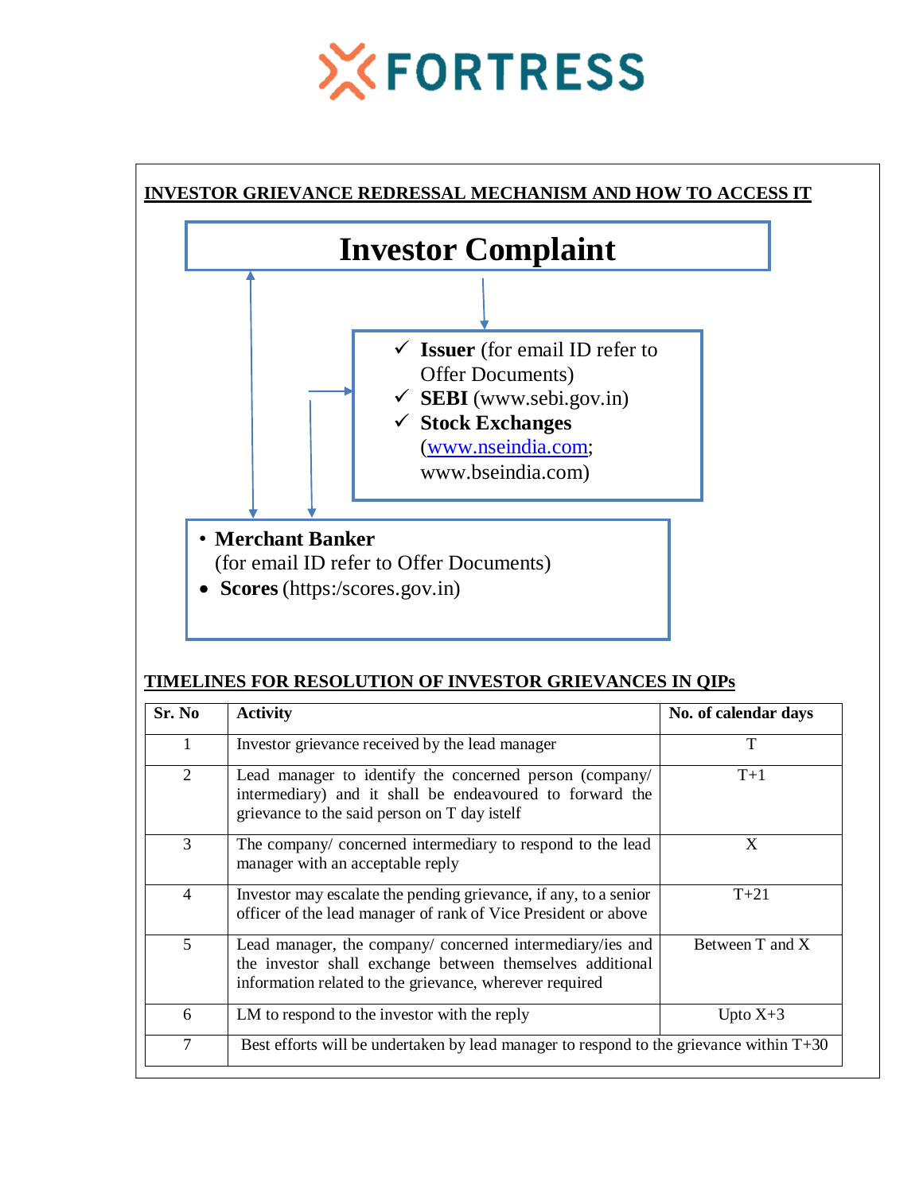FORTRESS

## INVESTOR GRIEVANCE REDRESSAL MECHANISM AND HOW TO ACCESS IT

# Investor Complaint

- ✓ **Issuer** (for email ID refer to Offer Documents)
- ✓ **SEBI** (www.sebi.gov.in)
- ✓ **Stock Exchanges** (www.nseindia.com; www.bseindia.com)

- **Merchant Banker** (for email ID refer to Offer Documents)
- **Scores** (https:/scores.gov.in)

## TIMELINES FOR RESOLUTION OF INVESTOR GRIEVANCES IN QIPs

| Sr. No | Activity | No. of calendar days |
|---|---|---|
| 1 | Investor grievance received by the lead manager | T |
| 2 | Lead manager to identify the concerned person (company/ intermediary) and it shall be endeavoured to forward the grievance to the said person on T day istelf | T+1 |
| 3 | The company/ concerned intermediary to respond to the lead manager with an acceptable reply | X |
| 4 | Investor may escalate the pending grievance, if any, to a senior officer of the lead manager of rank of Vice President or above | T+21 |
| 5 | Lead manager, the company/ concerned intermediary/ies and the investor shall exchange between themselves additional information related to the grievance, wherever required | Between T and X |
| 6 | LM to respond to the investor with the reply | Upto X+3 |
| 7 | Best efforts will be undertaken by lead manager to respond to the grievance within T+30 | |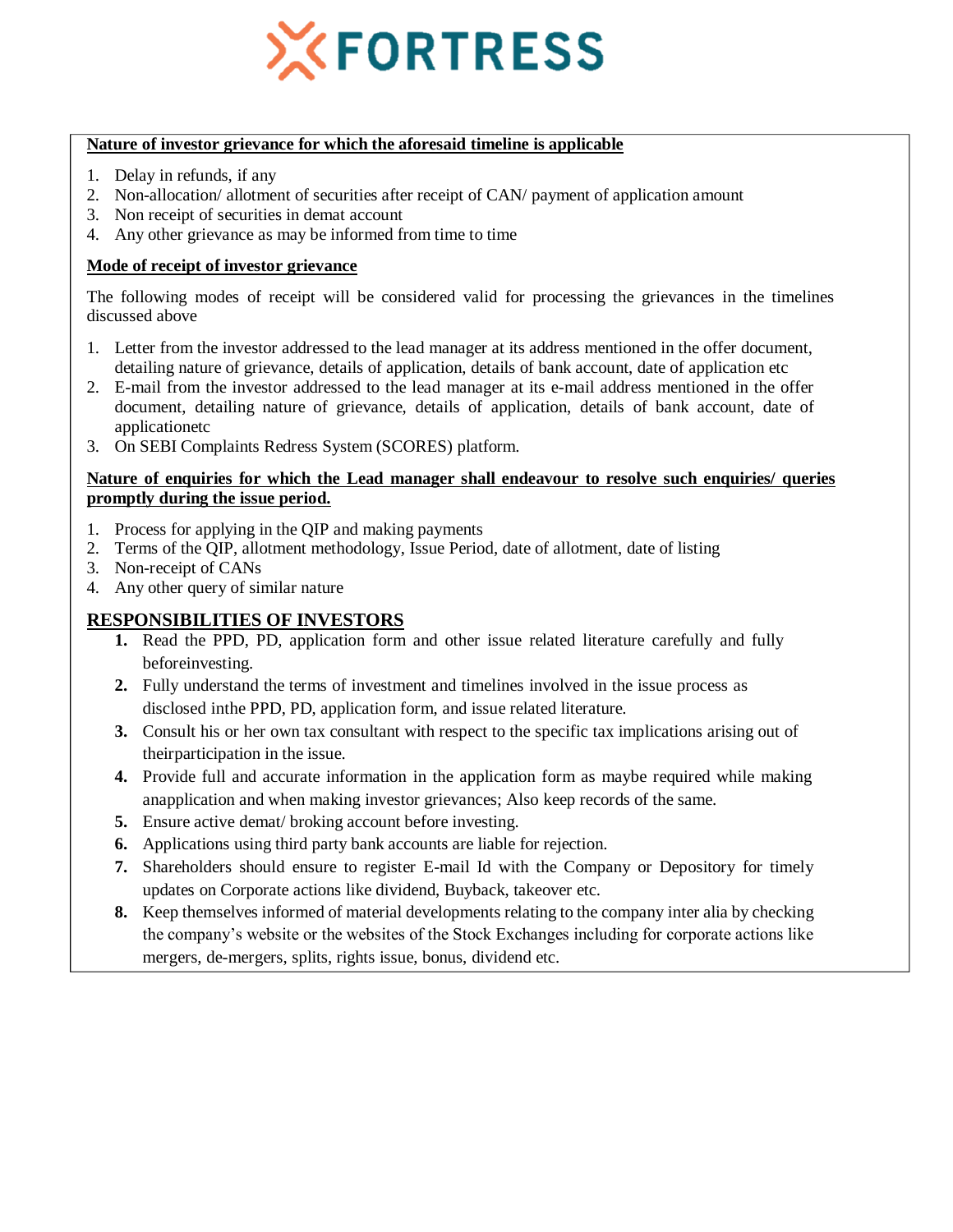**Nature of investor grievance for which the aforesaid timeline is applicable**

1. Delay in refunds, if any
2. Non-allocation/ allotment of securities after receipt of CAN/ payment of application amount
3. Non receipt of securities in demat account
4. Any other grievance as may be informed from time to time

**Mode of receipt of investor grievance**

The following modes of receipt will be considered valid for processing the grievances in the timelines discussed above

1. Letter from the investor addressed to the lead manager at its address mentioned in the offer document, detailing nature of grievance, details of application, details of bank account, date of application etc
2. E-mail from the investor addressed to the lead manager at its e-mail address mentioned in the offer document, detailing nature of grievance, details of application, details of bank account, date of applicationetc
3. On SEBI Complaints Redress System (SCORES) platform.

**Nature of enquiries for which the Lead manager shall endeavour to resolve such enquiries/ queries promptly during the issue period.**

1. Process for applying in the QIP and making payments
2. Terms of the QIP, allotment methodology, Issue Period, date of allotment, date of listing
3. Non-receipt of CANs
4. Any other query of similar nature

## RESPONSIBILITIES OF INVESTORS

1. Read the PPD, PD, application form and other issue related literature carefully and fully beforeinvesting.
2. Fully understand the terms of investment and timelines involved in the issue process as disclosed inthe PPD, PD, application form, and issue related literature.
3. Consult his or her own tax consultant with respect to the specific tax implications arising out of theirparticipation in the issue.
4. Provide full and accurate information in the application form as maybe required while making anapplication and when making investor grievances; Also keep records of the same.
5. Ensure active demat/ broking account before investing.
6. Applications using third party bank accounts are liable for rejection.
7. Shareholders should ensure to register E-mail Id with the Company or Depository for timely updates on Corporate actions like dividend, Buyback, takeover etc.
8. Keep themselves informed of material developments relating to the company inter alia by checking the company's website or the websites of the Stock Exchanges including for corporate actions like mergers, de-mergers, splits, rights issue, bonus, dividend etc.